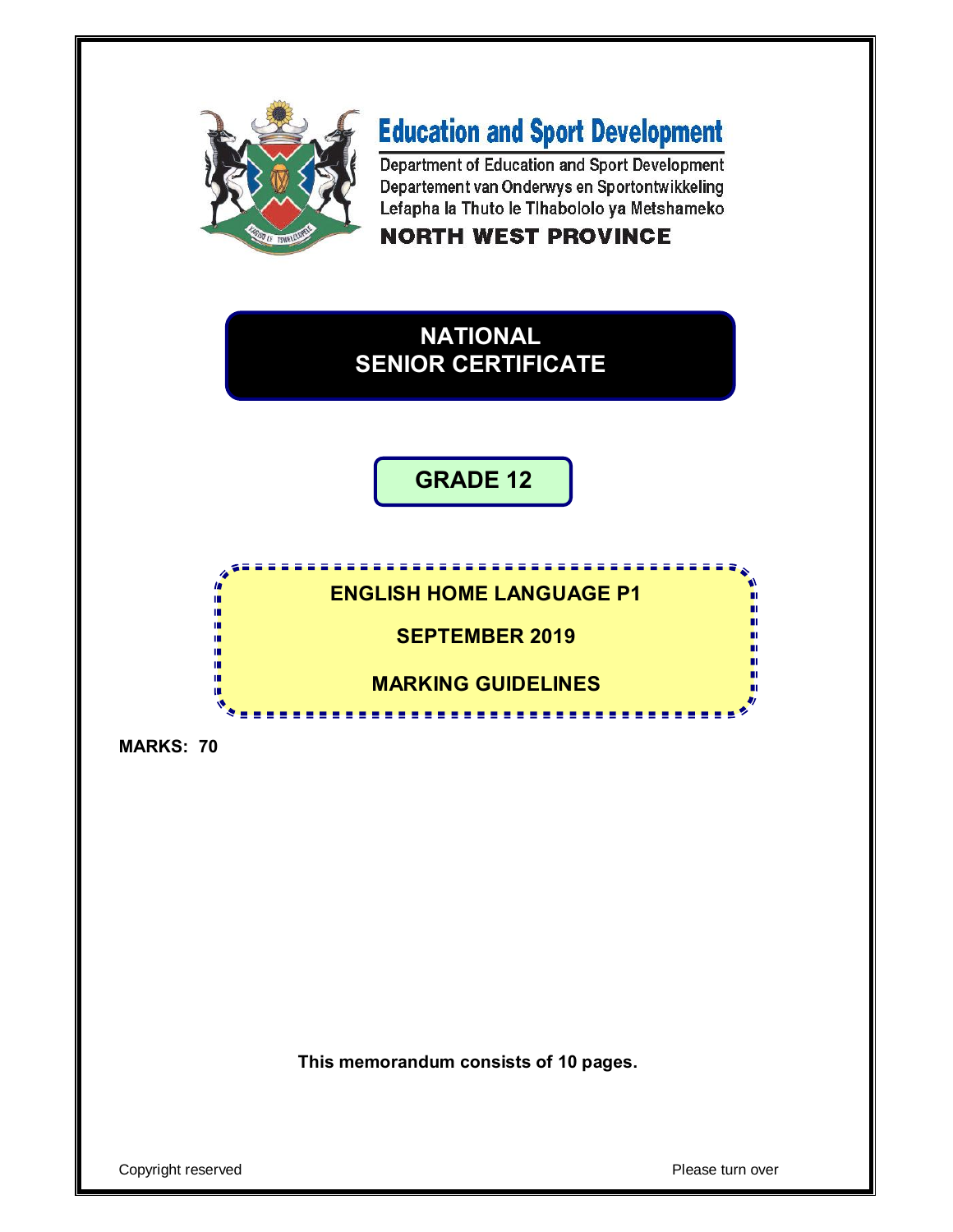# Education and Sport Development

Department of Education and Sport Development
Departement van Onderwys en Sportontwikkeling
Lefapha la Thuto le Tlhabololo ya Metshameko

**NORTH WEST PROVINCE**

## NATIONAL SENIOR CERTIFICATE

## GRADE 12

**ENGLISH HOME LANGUAGE P1**

**SEPTEMBER 2019**

**MARKING GUIDELINES**

**MARKS: 70**

**This memorandum consists of 10 pages.**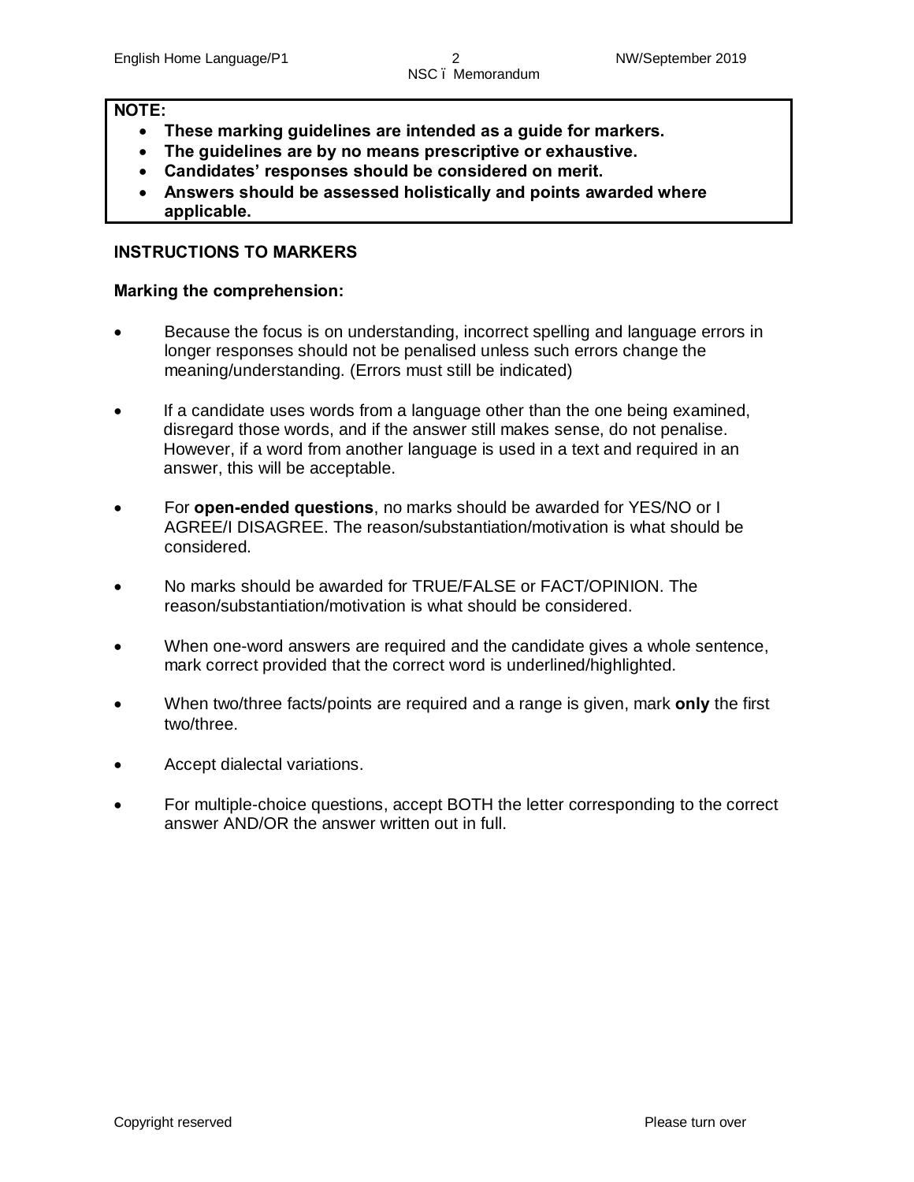**NOTE:**

- **These marking guidelines are intended as a guide for markers.**
- **The guidelines are by no means prescriptive or exhaustive.**
- **Candidates' responses should be considered on merit.**
- **Answers should be assessed holistically and points awarded where applicable.**

**INSTRUCTIONS TO MARKERS**

**Marking the comprehension:**

- Because the focus is on understanding, incorrect spelling and language errors in longer responses should not be penalised unless such errors change the meaning/understanding. (Errors must still be indicated)
- If a candidate uses words from a language other than the one being examined, disregard those words, and if the answer still makes sense, do not penalise. However, if a word from another language is used in a text and required in an answer, this will be acceptable.
- For **open-ended questions**, no marks should be awarded for YES/NO or I AGREE/I DISAGREE. The reason/substantiation/motivation is what should be considered.
- No marks should be awarded for TRUE/FALSE or FACT/OPINION. The reason/substantiation/motivation is what should be considered.
- When one-word answers are required and the candidate gives a whole sentence, mark correct provided that the correct word is underlined/highlighted.
- When two/three facts/points are required and a range is given, mark **only** the first two/three.
- Accept dialectal variations.
- For multiple-choice questions, accept BOTH the letter corresponding to the correct answer AND/OR the answer written out in full.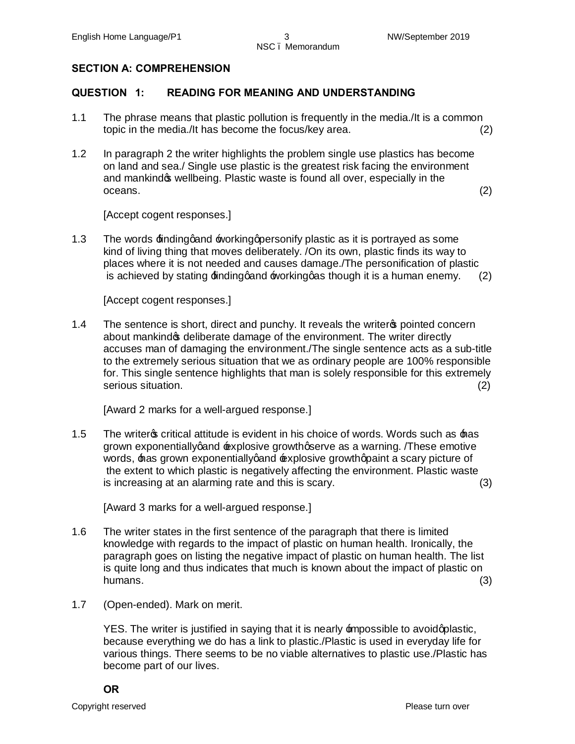## SECTION A: COMPREHENSION

### QUESTION 1: READING FOR MEANING AND UNDERSTANDING

1.1 The phrase means that plastic pollution is frequently in the media./It is a common topic in the media./It has become the focus/key area. (2)

1.2 In paragraph 2 the writer highlights the problem single use plastics has become on land and sea./ Single use plastic is the greatest risk facing the environment and mankind's wellbeing. Plastic waste is found all over, especially in the oceans. (2)

[Accept cogent responses.]

1.3 The words 'finding' and 'working' personify plastic as it is portrayed as some kind of living thing that moves deliberately. /On its own, plastic finds its way to places where it is not needed and causes damage./The personification of plastic is achieved by stating 'finding' and 'working' as though it is a human enemy. (2)

[Accept cogent responses.]

1.4 The sentence is short, direct and punchy. It reveals the writer's pointed concern about mankind's deliberate damage of the environment. The writer directly accuses man of damaging the environment./The single sentence acts as a sub-title to the extremely serious situation that we as ordinary people are 100% responsible for. This single sentence highlights that man is solely responsible for this extremely serious situation. (2)

[Award 2 marks for a well-argued response.]

1.5 The writer's critical attitude is evident in his choice of words. Words such as 'has grown exponentially' and 'explosive growth' serve as a warning. /These emotive words, 'has grown exponentially' and 'explosive growth' paint a scary picture of the extent to which plastic is negatively affecting the environment. Plastic waste is increasing at an alarming rate and this is scary. (3)

[Award 3 marks for a well-argued response.]

1.6 The writer states in the first sentence of the paragraph that there is limited knowledge with regards to the impact of plastic on human health. Ironically, the paragraph goes on listing the negative impact of plastic on human health. The list is quite long and thus indicates that much is known about the impact of plastic on humans. (3)

1.7 (Open-ended). Mark on merit.

YES. The writer is justified in saying that it is nearly 'impossible to avoid' plastic, because everything we do has a link to plastic./Plastic is used in everyday life for various things. There seems to be no viable alternatives to plastic use./Plastic has become part of our lives.

**OR**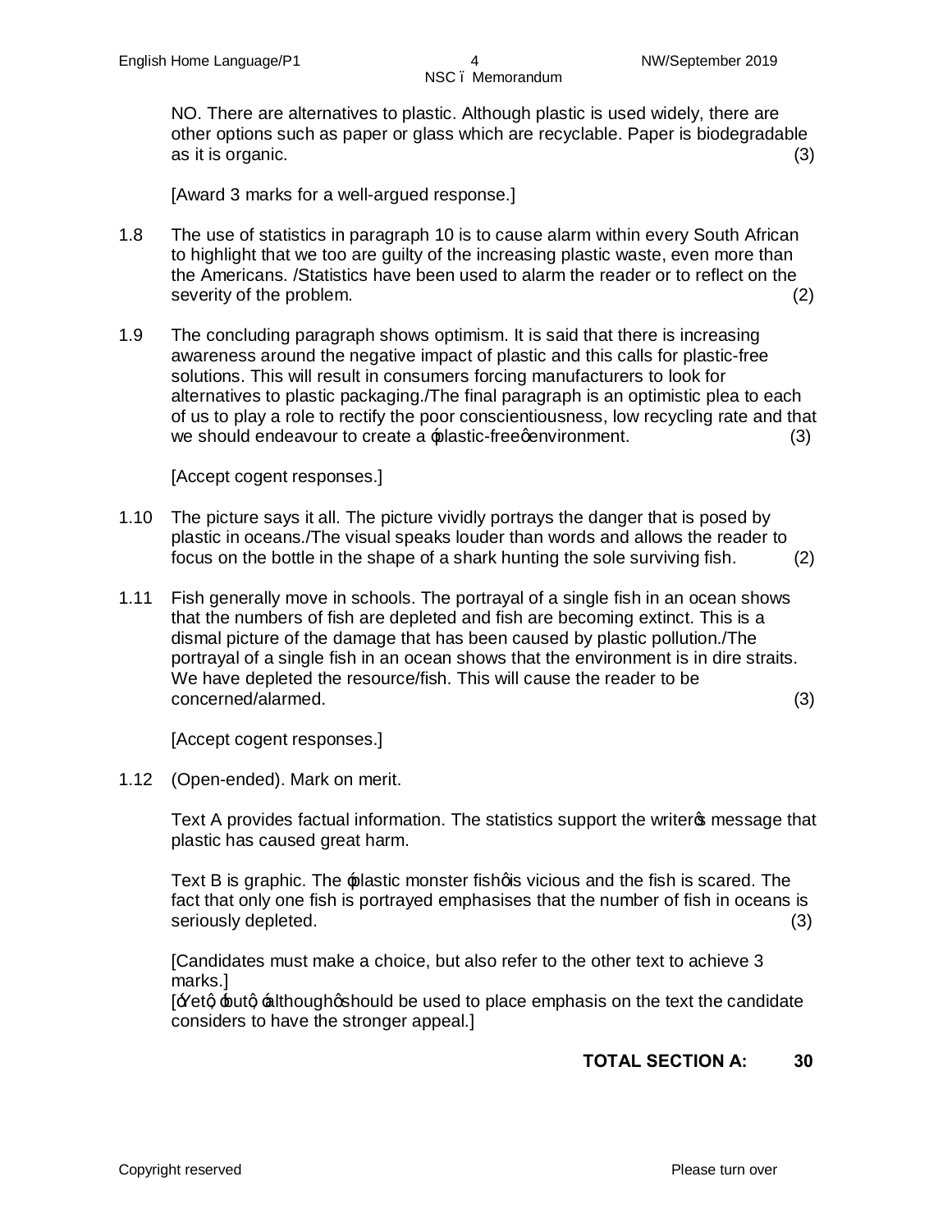NO. There are alternatives to plastic. Although plastic is used widely, there are other options such as paper or glass which are recyclable. Paper is biodegradable as it is organic. (3)

[Award 3 marks for a well-argued response.]

1.8 The use of statistics in paragraph 10 is to cause alarm within every South African to highlight that we too are guilty of the increasing plastic waste, even more than the Americans. /Statistics have been used to alarm the reader or to reflect on the severity of the problem. (2)

1.9 The concluding paragraph shows optimism. It is said that there is increasing awareness around the negative impact of plastic and this calls for plastic-free solutions. This will result in consumers forcing manufacturers to look for alternatives to plastic packaging./The final paragraph is an optimistic plea to each of us to play a role to rectify the poor conscientiousness, low recycling rate and that we should endeavour to create a 'plastic-free' environment. (3)

[Accept cogent responses.]

1.10 The picture says it all. The picture vividly portrays the danger that is posed by plastic in oceans./The visual speaks louder than words and allows the reader to focus on the bottle in the shape of a shark hunting the sole surviving fish. (2)

1.11 Fish generally move in schools. The portrayal of a single fish in an ocean shows that the numbers of fish are depleted and fish are becoming extinct. This is a dismal picture of the damage that has been caused by plastic pollution./The portrayal of a single fish in an ocean shows that the environment is in dire straits. We have depleted the resource/fish. This will cause the reader to be concerned/alarmed. (3)

[Accept cogent responses.]

1.12 (Open-ended). Mark on merit.

Text A provides factual information. The statistics support the writer's message that plastic has caused great harm.

Text B is graphic. The 'plastic monster fish' is vicious and the fish is scared. The fact that only one fish is portrayed emphasises that the number of fish in oceans is seriously depleted. (3)

[Candidates must make a choice, but also refer to the other text to achieve 3 marks.]
['Yet', 'but', 'although' should be used to place emphasis on the text the candidate considers to have the stronger appeal.]

**TOTAL SECTION A: 30**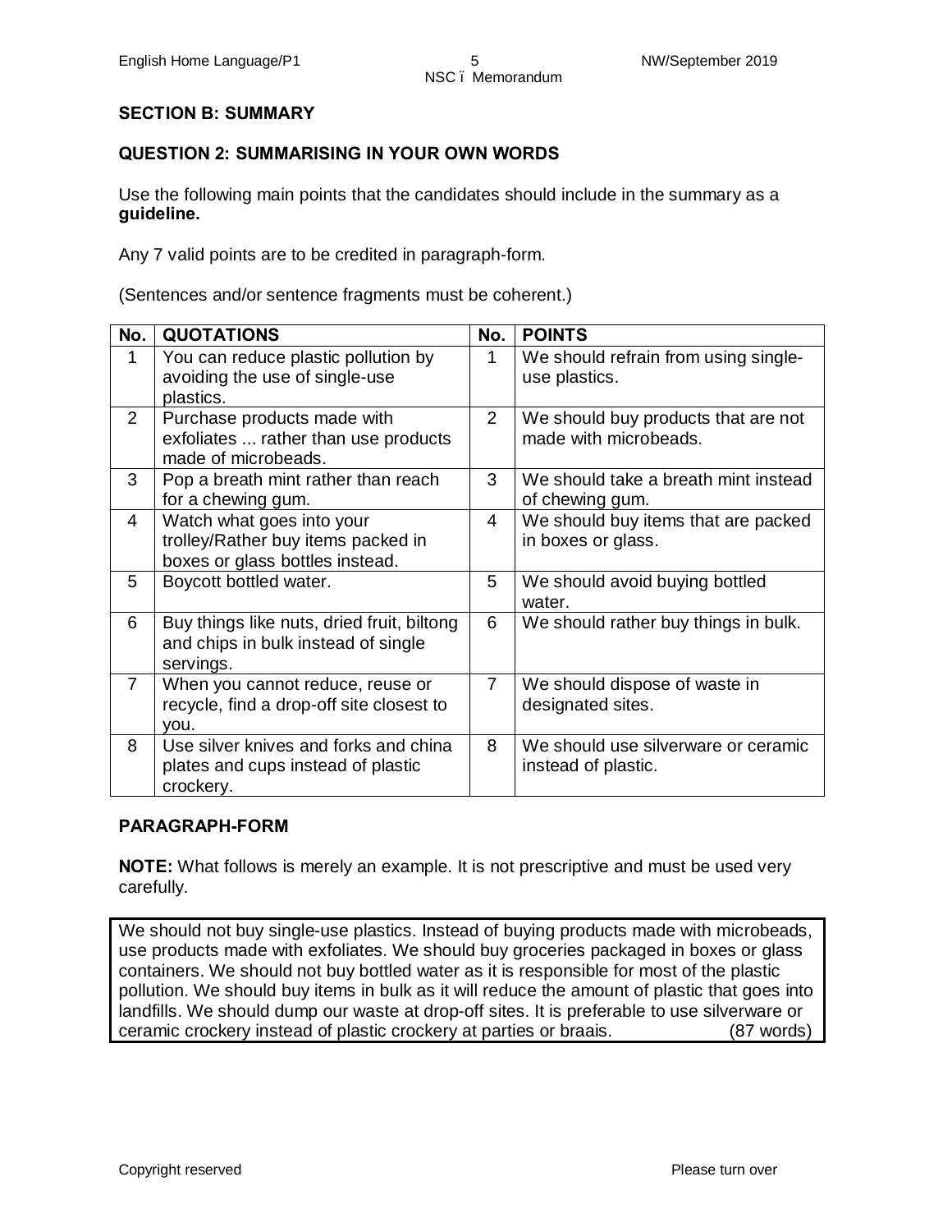## SECTION B: SUMMARY

### QUESTION 2: SUMMARISING IN YOUR OWN WORDS

Use the following main points that the candidates should include in the summary as a **guideline.**

Any 7 valid points are to be credited in paragraph-form.

(Sentences and/or sentence fragments must be coherent.)

| No. | QUOTATIONS | No. | POINTS |
|---|---|---|---|
| 1 | You can reduce plastic pollution by avoiding the use of single-use plastics. | 1 | We should refrain from using single-use plastics. |
| 2 | Purchase products made with exfoliates ... rather than use products made of microbeads. | 2 | We should buy products that are not made with microbeads. |
| 3 | Pop a breath mint rather than reach for a chewing gum. | 3 | We should take a breath mint instead of chewing gum. |
| 4 | Watch what goes into your trolley/Rather buy items packed in boxes or glass bottles instead. | 4 | We should buy items that are packed in boxes or glass. |
| 5 | Boycott bottled water. | 5 | We should avoid buying bottled water. |
| 6 | Buy things like nuts, dried fruit, biltong and chips in bulk instead of single servings. | 6 | We should rather buy things in bulk. |
| 7 | When you cannot reduce, reuse or recycle, find a drop-off site closest to you. | 7 | We should dispose of waste in designated sites. |
| 8 | Use silver knives and forks and china plates and cups instead of plastic crockery. | 8 | We should use silverware or ceramic instead of plastic. |

### PARAGRAPH-FORM

**NOTE:** What follows is merely an example. It is not prescriptive and must be used very carefully.

We should not buy single-use plastics. Instead of buying products made with microbeads, use products made with exfoliates. We should buy groceries packaged in boxes or glass containers. We should not buy bottled water as it is responsible for most of the plastic pollution. We should buy items in bulk as it will reduce the amount of plastic that goes into landfills. We should dump our waste at drop-off sites. It is preferable to use silverware or ceramic crockery instead of plastic crockery at parties or braais. (87 words)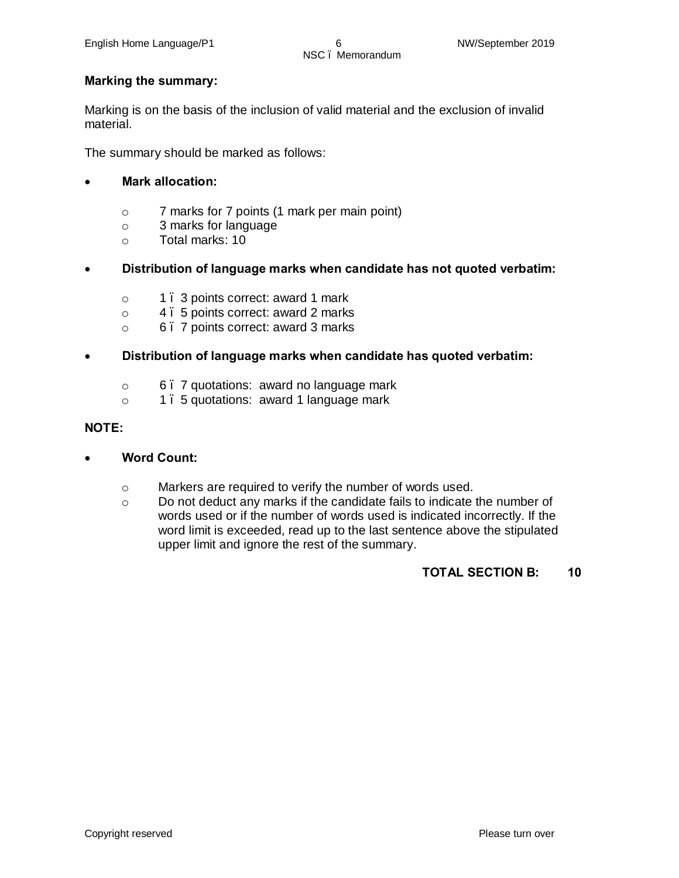**Marking the summary:**

Marking is on the basis of the inclusion of valid material and the exclusion of invalid material.

The summary should be marked as follows:

- **Mark allocation:**
    - 7 marks for 7 points (1 mark per main point)
    - 3 marks for language
    - Total marks: 10

- **Distribution of language marks when candidate has not quoted verbatim:**
    - 1 – 3 points correct: award 1 mark
    - 4 – 5 points correct: award 2 marks
    - 6 – 7 points correct: award 3 marks

- **Distribution of language marks when candidate has quoted verbatim:**
    - 6 – 7 quotations: award no language mark
    - 1 – 5 quotations: award 1 language mark

**NOTE:**

- **Word Count:**
    - Markers are required to verify the number of words used.
    - Do not deduct any marks if the candidate fails to indicate the number of words used or if the number of words used is indicated incorrectly. If the word limit is exceeded, read up to the last sentence above the stipulated upper limit and ignore the rest of the summary.

**TOTAL SECTION B: 10**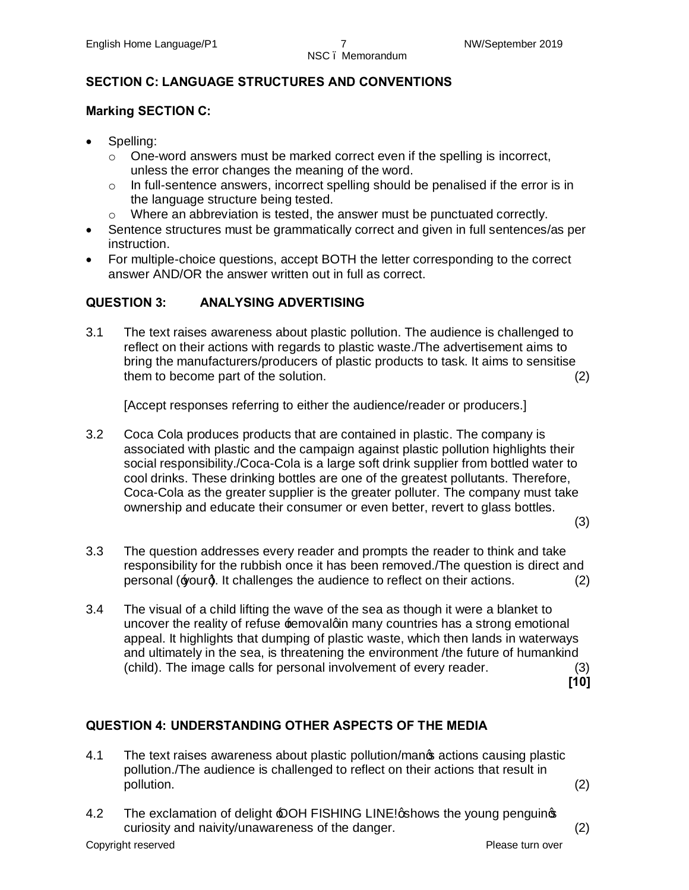## SECTION C: LANGUAGE STRUCTURES AND CONVENTIONS

### Marking SECTION C:

- Spelling:
  - One-word answers must be marked correct even if the spelling is incorrect, unless the error changes the meaning of the word.
  - In full-sentence answers, incorrect spelling should be penalised if the error is in the language structure being tested.
  - Where an abbreviation is tested, the answer must be punctuated correctly.
- Sentence structures must be grammatically correct and given in full sentences/as per instruction.
- For multiple-choice questions, accept BOTH the letter corresponding to the correct answer AND/OR the answer written out in full as correct.

## QUESTION 3: ANALYSING ADVERTISING

3.1 The text raises awareness about plastic pollution. The audience is challenged to reflect on their actions with regards to plastic waste./The advertisement aims to bring the manufacturers/producers of plastic products to task. It aims to sensitise them to become part of the solution. (2)

[Accept responses referring to either the audience/reader or producers.]

3.2 Coca Cola produces products that are contained in plastic. The company is associated with plastic and the campaign against plastic pollution highlights their social responsibility./Coca-Cola is a large soft drink supplier from bottled water to cool drinks. These drinking bottles are one of the greatest pollutants. Therefore, Coca-Cola as the greater supplier is the greater polluter. The company must take ownership and educate their consumer or even better, revert to glass bottles. (3)

3.3 The question addresses every reader and prompts the reader to think and take responsibility for the rubbish once it has been removed./The question is direct and personal ('your'). It challenges the audience to reflect on their actions. (2)

3.4 The visual of a child lifting the wave of the sea as though it were a blanket to uncover the reality of refuse 'removal' in many countries has a strong emotional appeal. It highlights that dumping of plastic waste, which then lands in waterways and ultimately in the sea, is threatening the environment /the future of humankind (child). The image calls for personal involvement of every reader. (3)

**[10]**

## QUESTION 4: UNDERSTANDING OTHER ASPECTS OF THE MEDIA

4.1 The text raises awareness about plastic pollution/man's actions causing plastic pollution./The audience is challenged to reflect on their actions that result in pollution. (2)

4.2 The exclamation of delight 'OOH FISHING LINE!' shows the young penguin's curiosity and naivity/unawareness of the danger. (2)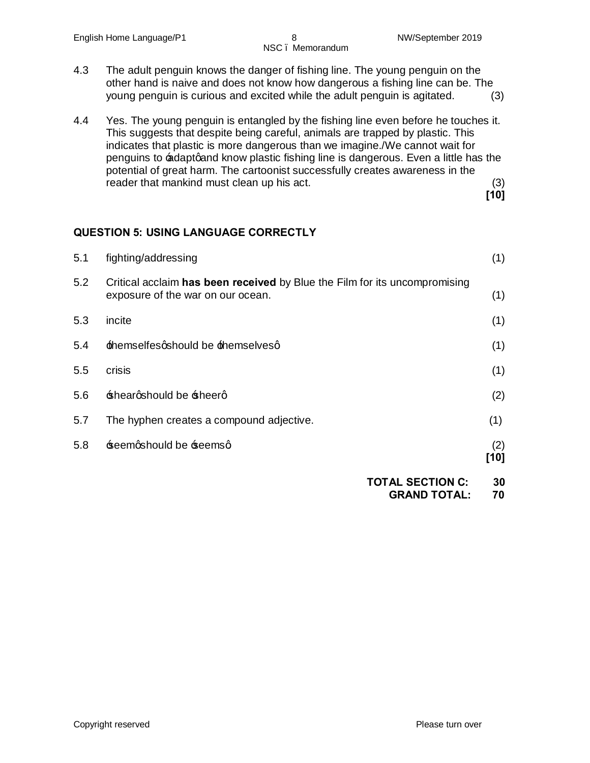4.3 The adult penguin knows the danger of fishing line. The young penguin on the other hand is naive and does not know how dangerous a fishing line can be. The young penguin is curious and excited while the adult penguin is agitated. (3)

4.4 Yes. The young penguin is entangled by the fishing line even before he touches it. This suggests that despite being careful, animals are trapped by plastic. This indicates that plastic is more dangerous than we imagine./We cannot wait for penguins to 'adapt' and know plastic fishing line is dangerous. Even a little has the potential of great harm. The cartoonist successfully creates awareness in the reader that mankind must clean up his act. (3)
**[10]**

## QUESTION 5: USING LANGUAGE CORRECTLY

5.1 fighting/addressing (1)

5.2 Critical acclaim **has been received** by Blue the Film for its uncompromising exposure of the war on our ocean. (1)

5.3 incite (1)

5.4 'themselfes' should be 'themselves' (1)

5.5 crisis (1)

5.6 'shear' should be 'sheer' (2)

5.7 The hyphen creates a compound adjective. (1)

5.8 'seem' should be 'seems' (2)
**[10]**

**TOTAL SECTION C: 30**
**GRAND TOTAL: 70**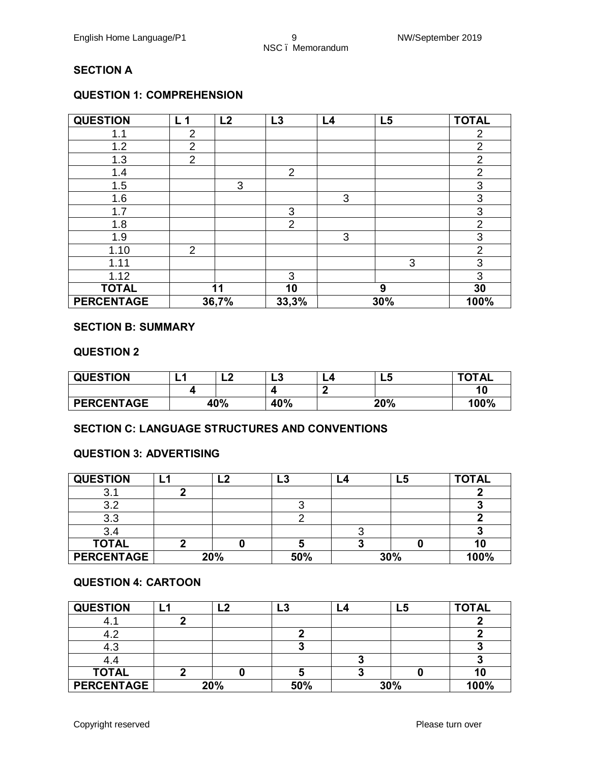## SECTION A

### QUESTION 1: COMPREHENSION

| QUESTION | L 1 | L2 | L3 | L4 | L5 | TOTAL |
|---|---|---|---|---|---|---|
| 1.1 | 2 | | | | | 2 |
| 1.2 | 2 | | | | | 2 |
| 1.3 | 2 | | | | | 2 |
| 1.4 | | | 2 | | | 2 |
| 1.5 | | 3 | | | | 3 |
| 1.6 | | | | 3 | | 3 |
| 1.7 | | | 3 | | | 3 |
| 1.8 | | | 2 | | | 2 |
| 1.9 | | | | 3 | | 3 |
| 1.10 | 2 | | | | | 2 |
| 1.11 | | | | | 3 | 3 |
| 1.12 | | | 3 | | | 3 |
| **TOTAL** | **11** | | **10** | **9** | | **30** |
| **PERCENTAGE** | **36,7%** | | **33,3%** | **30%** | | **100%** |

## SECTION B: SUMMARY

### QUESTION 2

| QUESTION | L1 | L2 | L3 | L4 | L5 | TOTAL |
|---|---|---|---|---|---|---|
| | **4** | | **4** | **2** | | **10** |
| **PERCENTAGE** | **40%** | | **40%** | **20%** | | **100%** |

## SECTION C: LANGUAGE STRUCTURES AND CONVENTIONS

### QUESTION 3: ADVERTISING

| QUESTION | L1 | L2 | L3 | L4 | L5 | TOTAL |
|---|---|---|---|---|---|---|
| 3.1 | **2** | | | | | **2** |
| 3.2 | | | 3 | | | **3** |
| 3.3 | | | 2 | | | **2** |
| 3.4 | | | | 3 | | **3** |
| **TOTAL** | **2** | **0** | **5** | **3** | **0** | **10** |
| **PERCENTAGE** | **20%** | | **50%** | **30%** | | **100%** |

### QUESTION 4: CARTOON

| QUESTION | L1 | L2 | L3 | L4 | L5 | TOTAL |
|---|---|---|---|---|---|---|
| 4.1 | **2** | | | | | **2** |
| 4.2 | | | **2** | | | **2** |
| 4.3 | | | **3** | | | **3** |
| 4.4 | | | | **3** | | **3** |
| **TOTAL** | **2** | **0** | **5** | **3** | **0** | **10** |
| **PERCENTAGE** | **20%** | | **50%** | **30%** | | **100%** |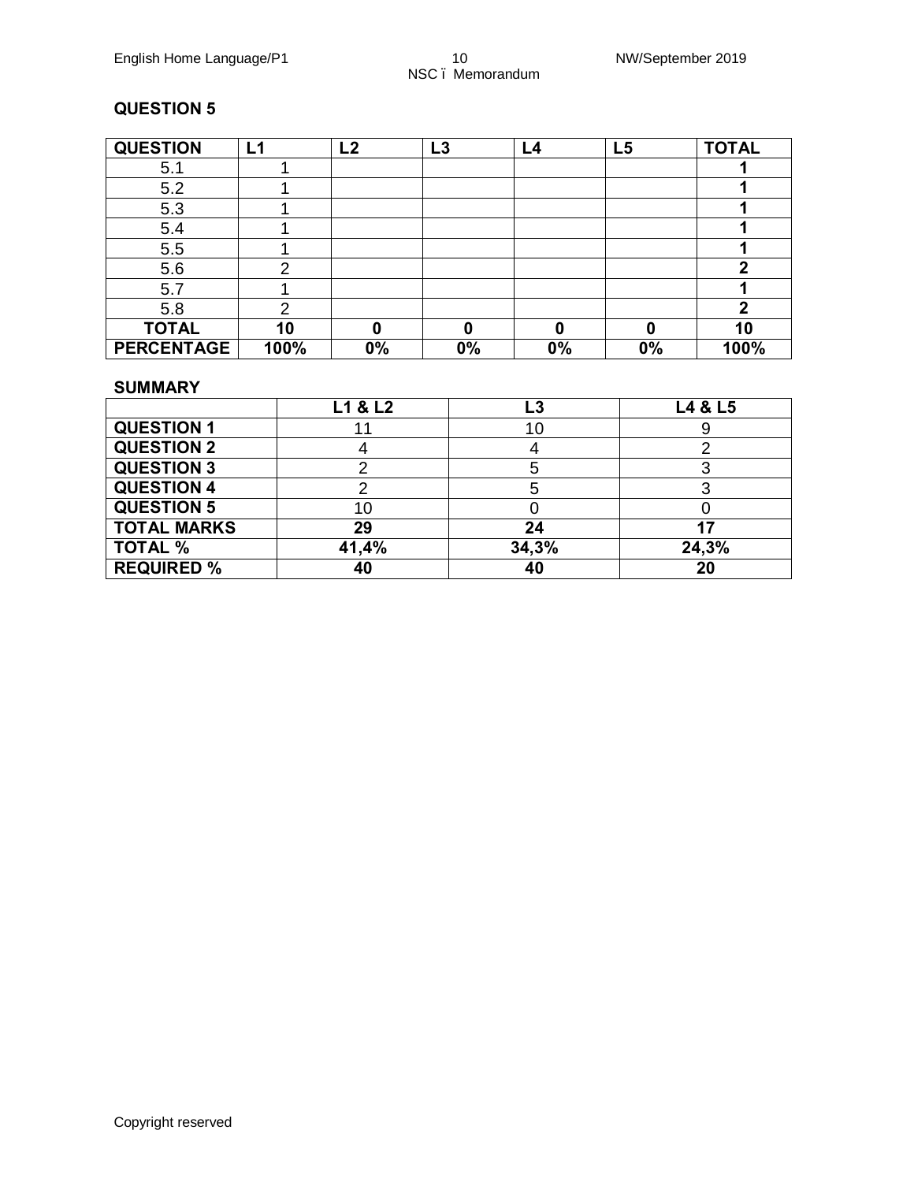**QUESTION 5**

| QUESTION | L1 | L2 | L3 | L4 | L5 | TOTAL |
|---|---|---|---|---|---|---|
| 5.1 | 1 | | | | | **1** |
| 5.2 | 1 | | | | | **1** |
| 5.3 | 1 | | | | | **1** |
| 5.4 | 1 | | | | | **1** |
| 5.5 | 1 | | | | | **1** |
| 5.6 | 2 | | | | | **2** |
| 5.7 | 1 | | | | | **1** |
| 5.8 | 2 | | | | | **2** |
| **TOTAL** | **10** | **0** | **0** | **0** | **0** | **10** |
| **PERCENTAGE** | **100%** | **0%** | **0%** | **0%** | **0%** | **100%** |

**SUMMARY**

| | L1 & L2 | L3 | L4 & L5 |
|---|---|---|---|
| **QUESTION 1** | 11 | 10 | 9 |
| **QUESTION 2** | 4 | 4 | 2 |
| **QUESTION 3** | 2 | 5 | 3 |
| **QUESTION 4** | 2 | 5 | 3 |
| **QUESTION 5** | 10 | 0 | 0 |
| **TOTAL MARKS** | **29** | **24** | **17** |
| **TOTAL %** | **41,4%** | **34,3%** | **24,3%** |
| **REQUIRED %** | **40** | **40** | **20** |